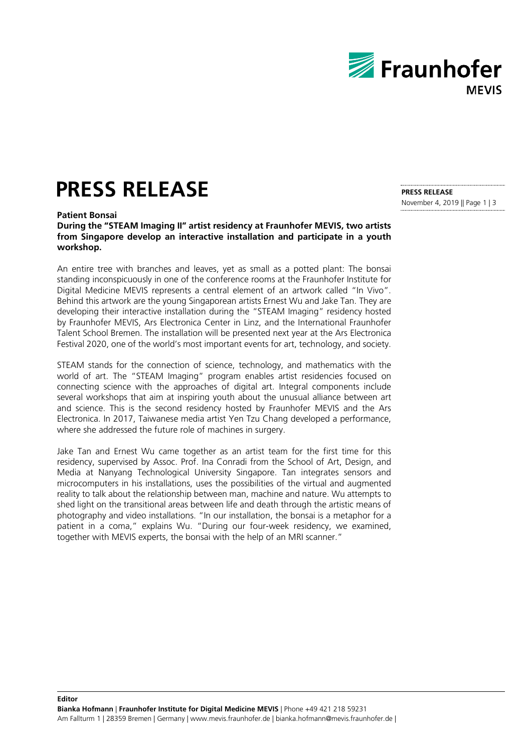# PRESS RELEASE

**Patient Bonsai**

**During the "STEAM Imaging II" artist residency at Fraunhofer MEVIS, two artists from Singapore develop an interactive installation and participate in a youth workshop.**

An entire tree with branches and leaves, yet as small as a potted plant: The bonsai standing inconspicuously in one of the conference rooms at the Fraunhofer Institute for Digital Medicine MEVIS represents a central element of an artwork called "In Vivo". Behind this artwork are the young Singaporean artists Ernest Wu and Jake Tan. They are developing their interactive installation during the "STEAM Imaging" residency hosted by Fraunhofer MEVIS, Ars Electronica Center in Linz, and the International Fraunhofer Talent School Bremen. The installation will be presented next year at the Ars Electronica Festival 2020, one of the world's most important events for art, technology, and society.

STEAM stands for the connection of science, technology, and mathematics with the world of art. The "STEAM Imaging" program enables artist residencies focused on connecting science with the approaches of digital art. Integral components include several workshops that aim at inspiring youth about the unusual alliance between art and science. This is the second residency hosted by Fraunhofer MEVIS and the Ars Electronica. In 2017, Taiwanese media artist Yen Tzu Chang developed a performance, where she addressed the future role of machines in surgery.

Jake Tan and Ernest Wu came together as an artist team for the first time for this residency, supervised by Assoc. Prof. Ina Conradi from the School of Art, Design, and Media at Nanyang Technological University Singapore. Tan integrates sensors and microcomputers in his installations, uses the possibilities of the virtual and augmented reality to talk about the relationship between man, machine and nature. Wu attempts to shed light on the transitional areas between life and death through the artistic means of photography and video installations. "In our installation, the bonsai is a metaphor for a patient in a coma," explains Wu. "During our four-week residency, we examined, together with MEVIS experts, the bonsai with the help of an MRI scanner."

**Editor**
**Bianka Hofmann** | **Fraunhofer Institute for Digital Medicine MEVIS** | Phone +49 421 218 59231
Am Fallturm 1 | 28359 Bremen | Germany | www.mevis.fraunhofer.de | bianka.hofmann@mevis.fraunhofer.de |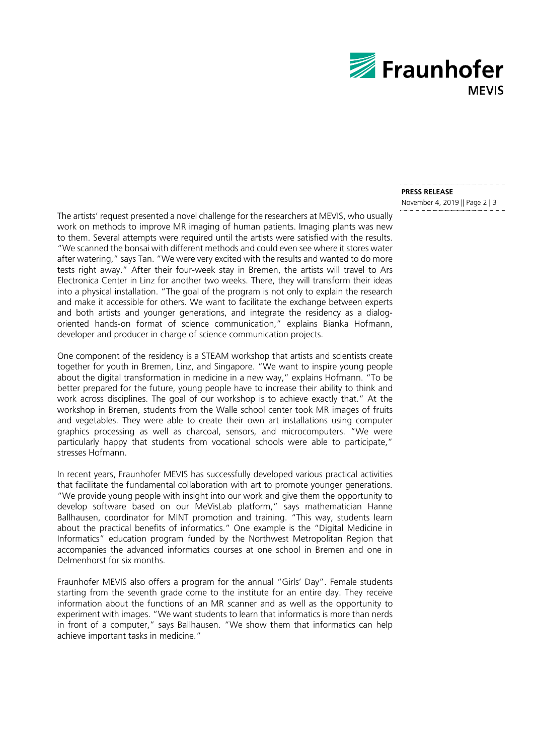The artists' request presented a novel challenge for the researchers at MEVIS, who usually work on methods to improve MR imaging of human patients. Imaging plants was new to them. Several attempts were required until the artists were satisfied with the results. "We scanned the bonsai with different methods and could even see where it stores water after watering," says Tan. "We were very excited with the results and wanted to do more tests right away." After their four-week stay in Bremen, the artists will travel to Ars Electronica Center in Linz for another two weeks. There, they will transform their ideas into a physical installation. "The goal of the program is not only to explain the research and make it accessible for others. We want to facilitate the exchange between experts and both artists and younger generations, and integrate the residency as a dialog-oriented hands-on format of science communication," explains Bianka Hofmann, developer and producer in charge of science communication projects.

One component of the residency is a STEAM workshop that artists and scientists create together for youth in Bremen, Linz, and Singapore. "We want to inspire young people about the digital transformation in medicine in a new way," explains Hofmann. "To be better prepared for the future, young people have to increase their ability to think and work across disciplines. The goal of our workshop is to achieve exactly that." At the workshop in Bremen, students from the Walle school center took MR images of fruits and vegetables. They were able to create their own art installations using computer graphics processing as well as charcoal, sensors, and microcomputers. "We were particularly happy that students from vocational schools were able to participate," stresses Hofmann.

In recent years, Fraunhofer MEVIS has successfully developed various practical activities that facilitate the fundamental collaboration with art to promote younger generations. "We provide young people with insight into our work and give them the opportunity to develop software based on our MeVisLab platform," says mathematician Hanne Ballhausen, coordinator for MINT promotion and training. "This way, students learn about the practical benefits of informatics." One example is the "Digital Medicine in Informatics" education program funded by the Northwest Metropolitan Region that accompanies the advanced informatics courses at one school in Bremen and one in Delmenhorst for six months.

Fraunhofer MEVIS also offers a program for the annual "Girls' Day". Female students starting from the seventh grade come to the institute for an entire day. They receive information about the functions of an MR scanner and as well as the opportunity to experiment with images. "We want students to learn that informatics is more than nerds in front of a computer," says Ballhausen. "We show them that informatics can help achieve important tasks in medicine."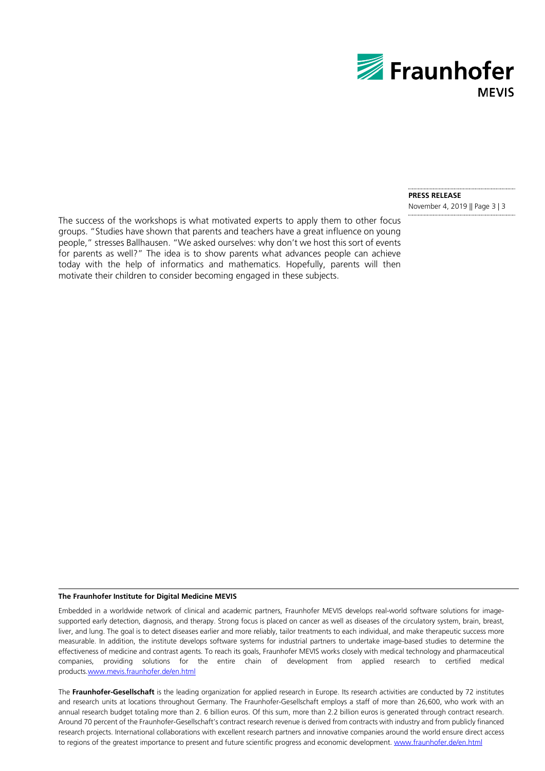The success of the workshops is what motivated experts to apply them to other focus groups. "Studies have shown that parents and teachers have a great influence on young people," stresses Ballhausen. "We asked ourselves: why don't we host this sort of events for parents as well?" The idea is to show parents what advances people can achieve today with the help of informatics and mathematics. Hopefully, parents will then motivate their children to consider becoming engaged in these subjects.

---

**The Fraunhofer Institute for Digital Medicine MEVIS**

Embedded in a worldwide network of clinical and academic partners, Fraunhofer MEVIS develops real-world software solutions for image-supported early detection, diagnosis, and therapy. Strong focus is placed on cancer as well as diseases of the circulatory system, brain, breast, liver, and lung. The goal is to detect diseases earlier and more reliably, tailor treatments to each individual, and make therapeutic success more measurable. In addition, the institute develops software systems for industrial partners to undertake image-based studies to determine the effectiveness of medicine and contrast agents. To reach its goals, Fraunhofer MEVIS works closely with medical technology and pharmaceutical companies, providing solutions for the entire chain of development from applied research to certified medical products.[www.mevis.fraunhofer.de/en.html](www.mevis.fraunhofer.de/en.html)

The **Fraunhofer-Gesellschaft** is the leading organization for applied research in Europe. Its research activities are conducted by 72 institutes and research units at locations throughout Germany. The Fraunhofer-Gesellschaft employs a staff of more than 26,600, who work with an annual research budget totaling more than 2. 6 billion euros. Of this sum, more than 2.2 billion euros is generated through contract research. Around 70 percent of the Fraunhofer-Gesellschaft's contract research revenue is derived from contracts with industry and from publicly financed research projects. International collaborations with excellent research partners and innovative companies around the world ensure direct access to regions of the greatest importance to present and future scientific progress and economic development. [www.fraunhofer.de/en.html](www.fraunhofer.de/en.html)